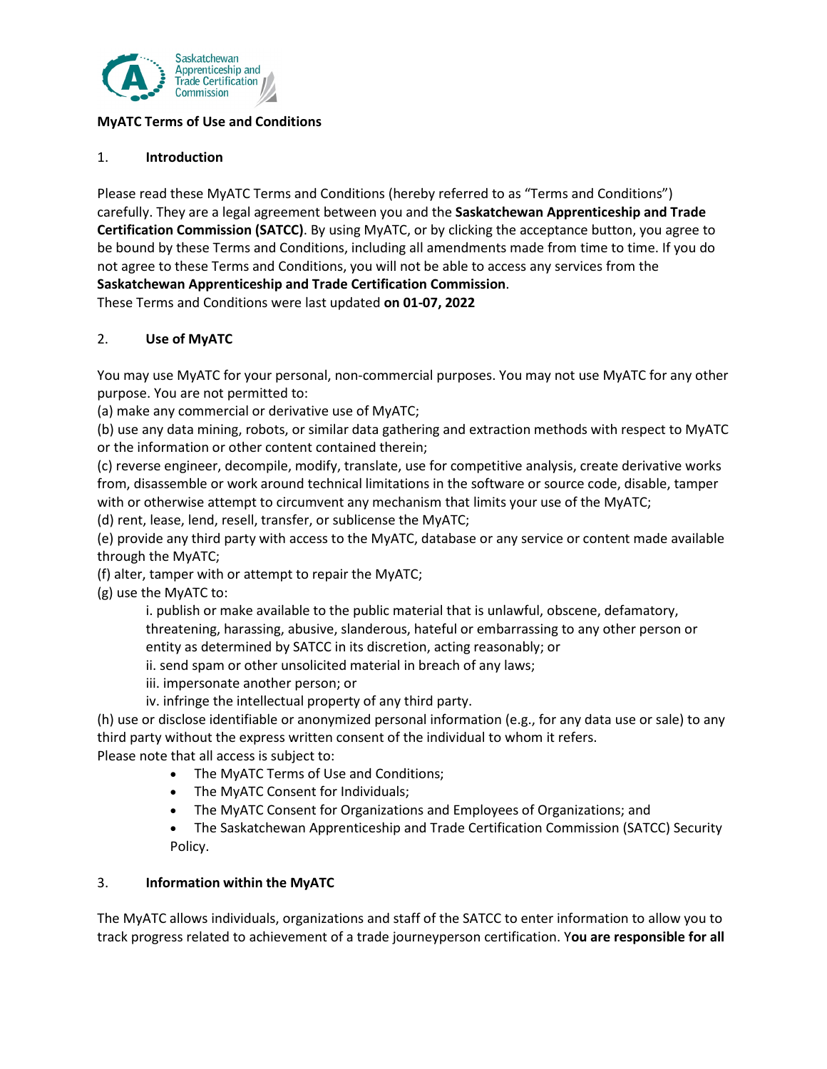Saskatchewan Apprenticeship and Trade Certification Commission

**MyATC Terms of Use and Conditions**

## 1. Introduction

Please read these MyATC Terms and Conditions (hereby referred to as "Terms and Conditions") carefully. They are a legal agreement between you and the **Saskatchewan Apprenticeship and Trade Certification Commission (SATCC)**. By using MyATC, or by clicking the acceptance button, you agree to be bound by these Terms and Conditions, including all amendments made from time to time. If you do not agree to these Terms and Conditions, you will not be able to access any services from the **Saskatchewan Apprenticeship and Trade Certification Commission**.
These Terms and Conditions were last updated **on 01-07, 2022**

## 2. Use of MyATC

You may use MyATC for your personal, non-commercial purposes. You may not use MyATC for any other purpose. You are not permitted to:
(a) make any commercial or derivative use of MyATC;
(b) use any data mining, robots, or similar data gathering and extraction methods with respect to MyATC or the information or other content contained therein;
(c) reverse engineer, decompile, modify, translate, use for competitive analysis, create derivative works from, disassemble or work around technical limitations in the software or source code, disable, tamper with or otherwise attempt to circumvent any mechanism that limits your use of the MyATC;
(d) rent, lease, lend, resell, transfer, or sublicense the MyATC;
(e) provide any third party with access to the MyATC, database or any service or content made available through the MyATC;
(f) alter, tamper with or attempt to repair the MyATC;
(g) use the MyATC to:

  i. publish or make available to the public material that is unlawful, obscene, defamatory, threatening, harassing, abusive, slanderous, hateful or embarrassing to any other person or entity as determined by SATCC in its discretion, acting reasonably; or
  ii. send spam or other unsolicited material in breach of any laws;
  iii. impersonate another person; or
  iv. infringe the intellectual property of any third party.

(h) use or disclose identifiable or anonymized personal information (e.g., for any data use or sale) to any third party without the express written consent of the individual to whom it refers.
Please note that all access is subject to:

- The MyATC Terms of Use and Conditions;
- The MyATC Consent for Individuals;
- The MyATC Consent for Organizations and Employees of Organizations; and
- The Saskatchewan Apprenticeship and Trade Certification Commission (SATCC) Security Policy.

## 3. Information within the MyATC

The MyATC allows individuals, organizations and staff of the SATCC to enter information to allow you to track progress related to achievement of a trade journeyperson certification. Y**ou are responsible for all**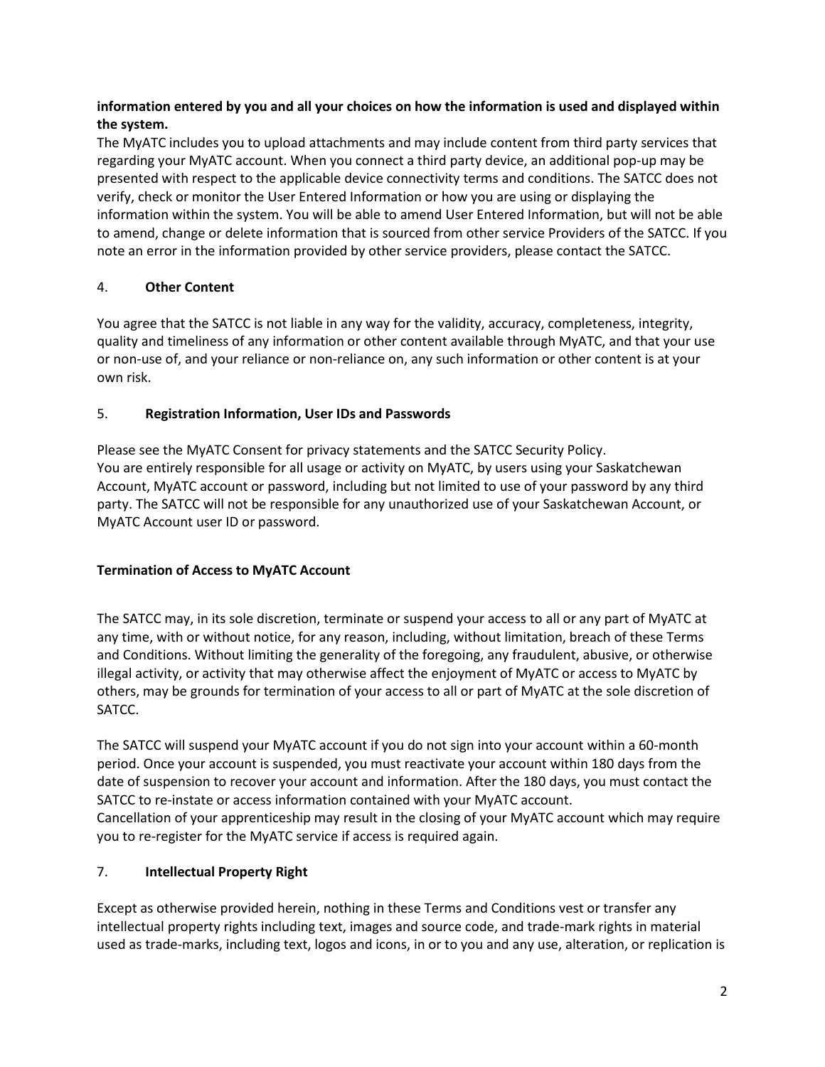**information entered by you and all your choices on how the information is used and displayed within the system.**

The MyATC includes you to upload attachments and may include content from third party services that regarding your MyATC account. When you connect a third party device, an additional pop-up may be presented with respect to the applicable device connectivity terms and conditions. The SATCC does not verify, check or monitor the User Entered Information or how you are using or displaying the information within the system. You will be able to amend User Entered Information, but will not be able to amend, change or delete information that is sourced from other service Providers of the SATCC. If you note an error in the information provided by other service providers, please contact the SATCC.

## 4. Other Content

You agree that the SATCC is not liable in any way for the validity, accuracy, completeness, integrity, quality and timeliness of any information or other content available through MyATC, and that your use or non-use of, and your reliance or non-reliance on, any such information or other content is at your own risk.

## 5. Registration Information, User IDs and Passwords

Please see the MyATC Consent for privacy statements and the SATCC Security Policy.
You are entirely responsible for all usage or activity on MyATC, by users using your Saskatchewan Account, MyATC account or password, including but not limited to use of your password by any third party. The SATCC will not be responsible for any unauthorized use of your Saskatchewan Account, or MyATC Account user ID or password.

## Termination of Access to MyATC Account

The SATCC may, in its sole discretion, terminate or suspend your access to all or any part of MyATC at any time, with or without notice, for any reason, including, without limitation, breach of these Terms and Conditions. Without limiting the generality of the foregoing, any fraudulent, abusive, or otherwise illegal activity, or activity that may otherwise affect the enjoyment of MyATC or access to MyATC by others, may be grounds for termination of your access to all or part of MyATC at the sole discretion of SATCC.

The SATCC will suspend your MyATC account if you do not sign into your account within a 60-month period. Once your account is suspended, you must reactivate your account within 180 days from the date of suspension to recover your account and information. After the 180 days, you must contact the SATCC to re-instate or access information contained with your MyATC account.
Cancellation of your apprenticeship may result in the closing of your MyATC account which may require you to re-register for the MyATC service if access is required again.

## 7. Intellectual Property Right

Except as otherwise provided herein, nothing in these Terms and Conditions vest or transfer any intellectual property rights including text, images and source code, and trade-mark rights in material used as trade-marks, including text, logos and icons, in or to you and any use, alteration, or replication is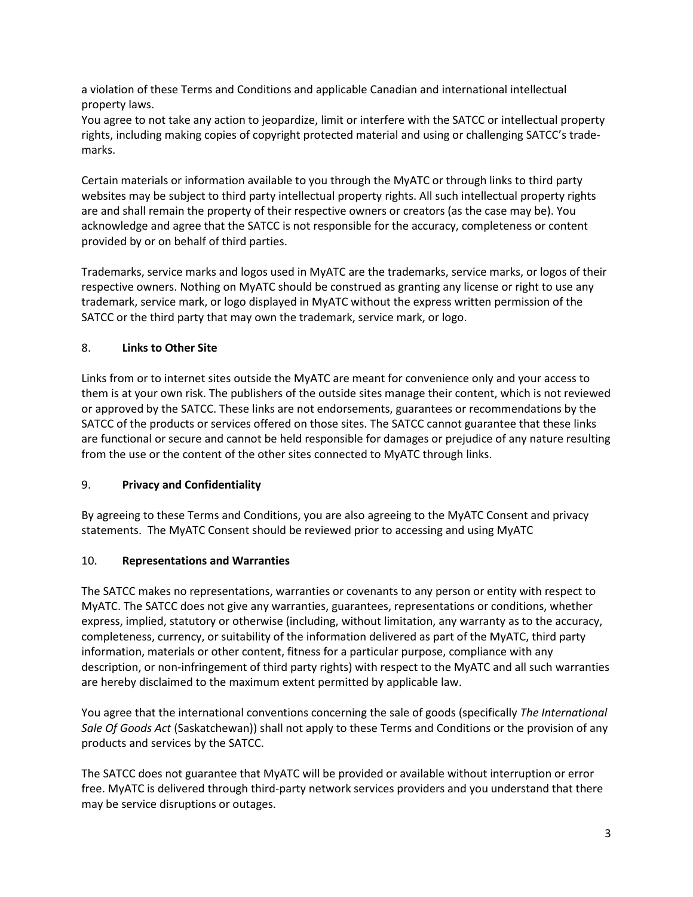a violation of these Terms and Conditions and applicable Canadian and international intellectual property laws.
You agree to not take any action to jeopardize, limit or interfere with the SATCC or intellectual property rights, including making copies of copyright protected material and using or challenging SATCC's trade-marks.

Certain materials or information available to you through the MyATC or through links to third party websites may be subject to third party intellectual property rights. All such intellectual property rights are and shall remain the property of their respective owners or creators (as the case may be). You acknowledge and agree that the SATCC is not responsible for the accuracy, completeness or content provided by or on behalf of third parties.

Trademarks, service marks and logos used in MyATC are the trademarks, service marks, or logos of their respective owners. Nothing on MyATC should be construed as granting any license or right to use any trademark, service mark, or logo displayed in MyATC without the express written permission of the SATCC or the third party that may own the trademark, service mark, or logo.

## 8. **Links to Other Site**

Links from or to internet sites outside the MyATC are meant for convenience only and your access to them is at your own risk. The publishers of the outside sites manage their content, which is not reviewed or approved by the SATCC. These links are not endorsements, guarantees or recommendations by the SATCC of the products or services offered on those sites. The SATCC cannot guarantee that these links are functional or secure and cannot be held responsible for damages or prejudice of any nature resulting from the use or the content of the other sites connected to MyATC through links.

## 9. **Privacy and Confidentiality**

By agreeing to these Terms and Conditions, you are also agreeing to the MyATC Consent and privacy statements. The MyATC Consent should be reviewed prior to accessing and using MyATC

## 10. **Representations and Warranties**

The SATCC makes no representations, warranties or covenants to any person or entity with respect to MyATC. The SATCC does not give any warranties, guarantees, representations or conditions, whether express, implied, statutory or otherwise (including, without limitation, any warranty as to the accuracy, completeness, currency, or suitability of the information delivered as part of the MyATC, third party information, materials or other content, fitness for a particular purpose, compliance with any description, or non-infringement of third party rights) with respect to the MyATC and all such warranties are hereby disclaimed to the maximum extent permitted by applicable law.

You agree that the international conventions concerning the sale of goods (specifically *The International Sale Of Goods Act* (Saskatchewan)) shall not apply to these Terms and Conditions or the provision of any products and services by the SATCC.

The SATCC does not guarantee that MyATC will be provided or available without interruption or error free. MyATC is delivered through third-party network services providers and you understand that there may be service disruptions or outages.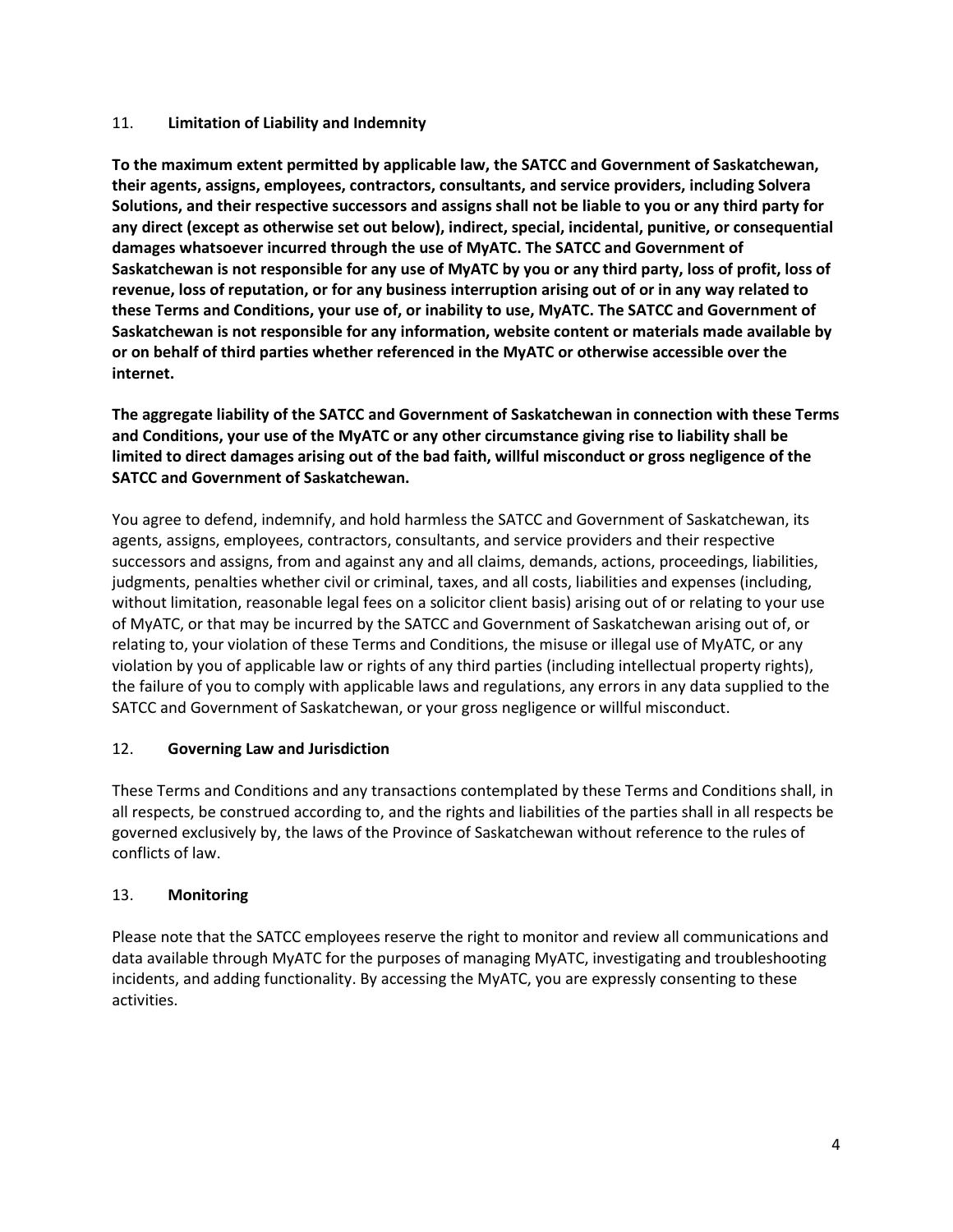11. **Limitation of Liability and Indemnity**

**To the maximum extent permitted by applicable law, the SATCC and Government of Saskatchewan, their agents, assigns, employees, contractors, consultants, and service providers, including Solvera Solutions, and their respective successors and assigns shall not be liable to you or any third party for any direct (except as otherwise set out below), indirect, special, incidental, punitive, or consequential damages whatsoever incurred through the use of MyATC. The SATCC and Government of Saskatchewan is not responsible for any use of MyATC by you or any third party, loss of profit, loss of revenue, loss of reputation, or for any business interruption arising out of or in any way related to these Terms and Conditions, your use of, or inability to use, MyATC. The SATCC and Government of Saskatchewan is not responsible for any information, website content or materials made available by or on behalf of third parties whether referenced in the MyATC or otherwise accessible over the internet.**

**The aggregate liability of the SATCC and Government of Saskatchewan in connection with these Terms and Conditions, your use of the MyATC or any other circumstance giving rise to liability shall be limited to direct damages arising out of the bad faith, willful misconduct or gross negligence of the SATCC and Government of Saskatchewan.**

You agree to defend, indemnify, and hold harmless the SATCC and Government of Saskatchewan, its agents, assigns, employees, contractors, consultants, and service providers and their respective successors and assigns, from and against any and all claims, demands, actions, proceedings, liabilities, judgments, penalties whether civil or criminal, taxes, and all costs, liabilities and expenses (including, without limitation, reasonable legal fees on a solicitor client basis) arising out of or relating to your use of MyATC, or that may be incurred by the SATCC and Government of Saskatchewan arising out of, or relating to, your violation of these Terms and Conditions, the misuse or illegal use of MyATC, or any violation by you of applicable law or rights of any third parties (including intellectual property rights), the failure of you to comply with applicable laws and regulations, any errors in any data supplied to the SATCC and Government of Saskatchewan, or your gross negligence or willful misconduct.

12. **Governing Law and Jurisdiction**

These Terms and Conditions and any transactions contemplated by these Terms and Conditions shall, in all respects, be construed according to, and the rights and liabilities of the parties shall in all respects be governed exclusively by, the laws of the Province of Saskatchewan without reference to the rules of conflicts of law.

13. **Monitoring**

Please note that the SATCC employees reserve the right to monitor and review all communications and data available through MyATC for the purposes of managing MyATC, investigating and troubleshooting incidents, and adding functionality. By accessing the MyATC, you are expressly consenting to these activities.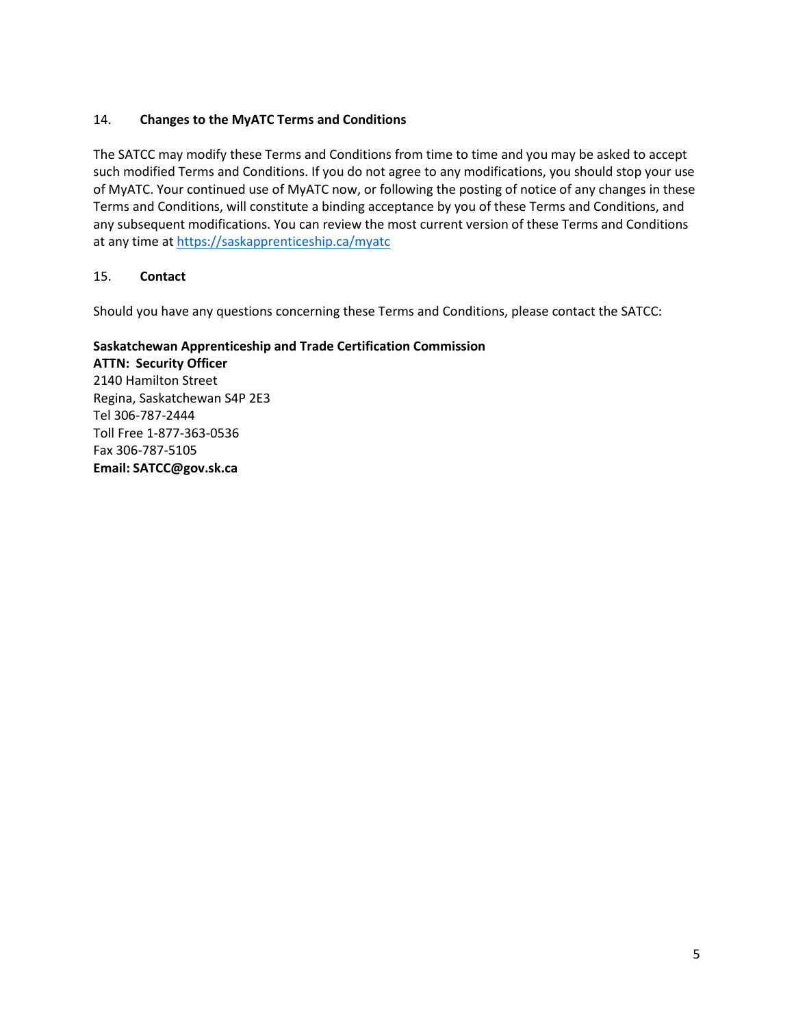## 14. Changes to the MyATC Terms and Conditions

The SATCC may modify these Terms and Conditions from time to time and you may be asked to accept such modified Terms and Conditions. If you do not agree to any modifications, you should stop your use of MyATC. Your continued use of MyATC now, or following the posting of notice of any changes in these Terms and Conditions, will constitute a binding acceptance by you of these Terms and Conditions, and any subsequent modifications. You can review the most current version of these Terms and Conditions at any time at [https://saskapprenticeship.ca/myatc](https://saskapprenticeship.ca/myatc)

## 15. Contact

Should you have any questions concerning these Terms and Conditions, please contact the SATCC:

**Saskatchewan Apprenticeship and Trade Certification Commission**
**ATTN: Security Officer**
2140 Hamilton Street
Regina, Saskatchewan S4P 2E3
Tel 306-787-2444
Toll Free 1-877-363-0536
Fax 306-787-5105
**Email: SATCC@gov.sk.ca**